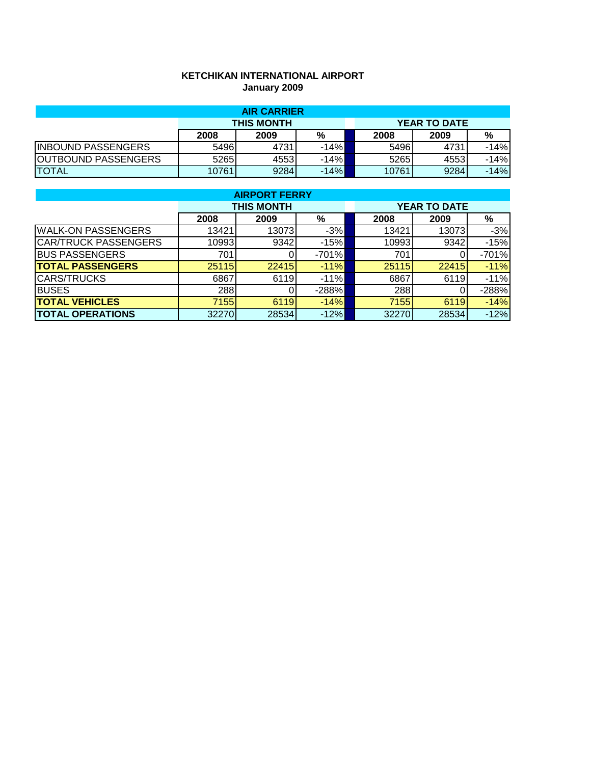**KETCHIKAN INTERNATIONAL AIRPORT**
**January 2009**

| AIR CARRIER | | | | | | | |
|---|---|---|---|---|---|---|---|
| | THIS MONTH | | | | YEAR TO DATE | | |
| | 2008 | 2009 | % | | 2008 | 2009 | % |
| INBOUND PASSENGERS | 5496 | 4731 | -14% | | 5496 | 4731 | -14% |
| OUTBOUND PASSENGERS | 5265 | 4553 | -14% | | 5265 | 4553 | -14% |
| TOTAL | 10761 | 9284 | -14% | | 10761 | 9284 | -14% |

| AIRPORT FERRY | | | | | | | |
|---|---|---|---|---|---|---|---|
| | THIS MONTH | | | | YEAR TO DATE | | |
| | 2008 | 2009 | % | | 2008 | 2009 | % |
| WALK-ON PASSENGERS | 13421 | 13073 | -3% | | 13421 | 13073 | -3% |
| CAR/TRUCK PASSENGERS | 10993 | 9342 | -15% | | 10993 | 9342 | -15% |
| BUS PASSENGERS | 701 | 0 | -701% | | 701 | 0 | -701% |
| **TOTAL PASSENGERS** | 25115 | 22415 | -11% | | 25115 | 22415 | -11% |
| CARS/TRUCKS | 6867 | 6119 | -11% | | 6867 | 6119 | -11% |
| BUSES | 288 | 0 | -288% | | 288 | 0 | -288% |
| **TOTAL VEHICLES** | 7155 | 6119 | -14% | | 7155 | 6119 | -14% |
| **TOTAL OPERATIONS** | 32270 | 28534 | -12% | | 32270 | 28534 | -12% |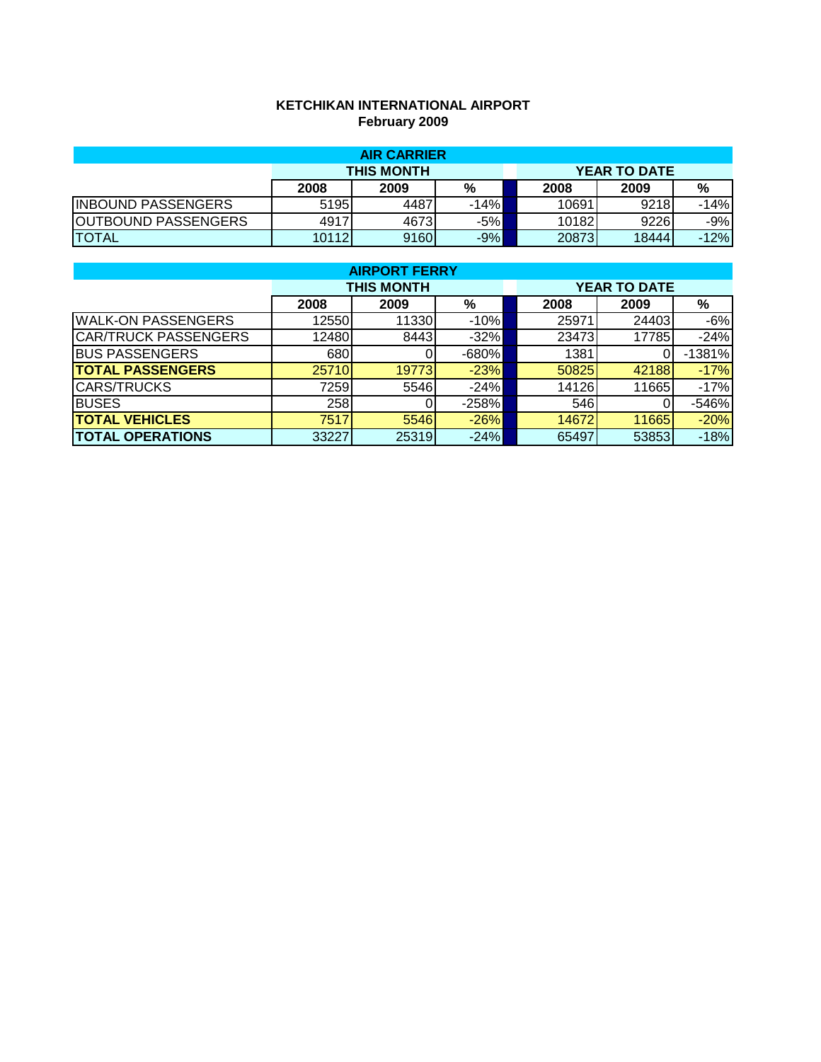**KETCHIKAN INTERNATIONAL AIRPORT**
**February 2009**

| AIR CARRIER | | | | | | |
|---|---|---|---|---|---|---|
| | THIS MONTH | | | YEAR TO DATE | | |
| | 2008 | 2009 | % | 2008 | 2009 | % |
| INBOUND PASSENGERS | 5195 | 4487 | -14% | 10691 | 9218 | -14% |
| OUTBOUND PASSENGERS | 4917 | 4673 | -5% | 10182 | 9226 | -9% |
| TOTAL | 10112 | 9160 | -9% | 20873 | 18444 | -12% |

| AIRPORT FERRY | | | | | | |
|---|---|---|---|---|---|---|
| | THIS MONTH | | | YEAR TO DATE | | |
| | 2008 | 2009 | % | 2008 | 2009 | % |
| WALK-ON PASSENGERS | 12550 | 11330 | -10% | 25971 | 24403 | -6% |
| CAR/TRUCK PASSENGERS | 12480 | 8443 | -32% | 23473 | 17785 | -24% |
| BUS PASSENGERS | 680 | 0 | -680% | 1381 | 0 | -1381% |
| **TOTAL PASSENGERS** | 25710 | 19773 | -23% | 50825 | 42188 | -17% |
| CARS/TRUCKS | 7259 | 5546 | -24% | 14126 | 11665 | -17% |
| BUSES | 258 | 0 | -258% | 546 | 0 | -546% |
| **TOTAL VEHICLES** | 7517 | 5546 | -26% | 14672 | 11665 | -20% |
| **TOTAL OPERATIONS** | 33227 | 25319 | -24% | 65497 | 53853 | -18% |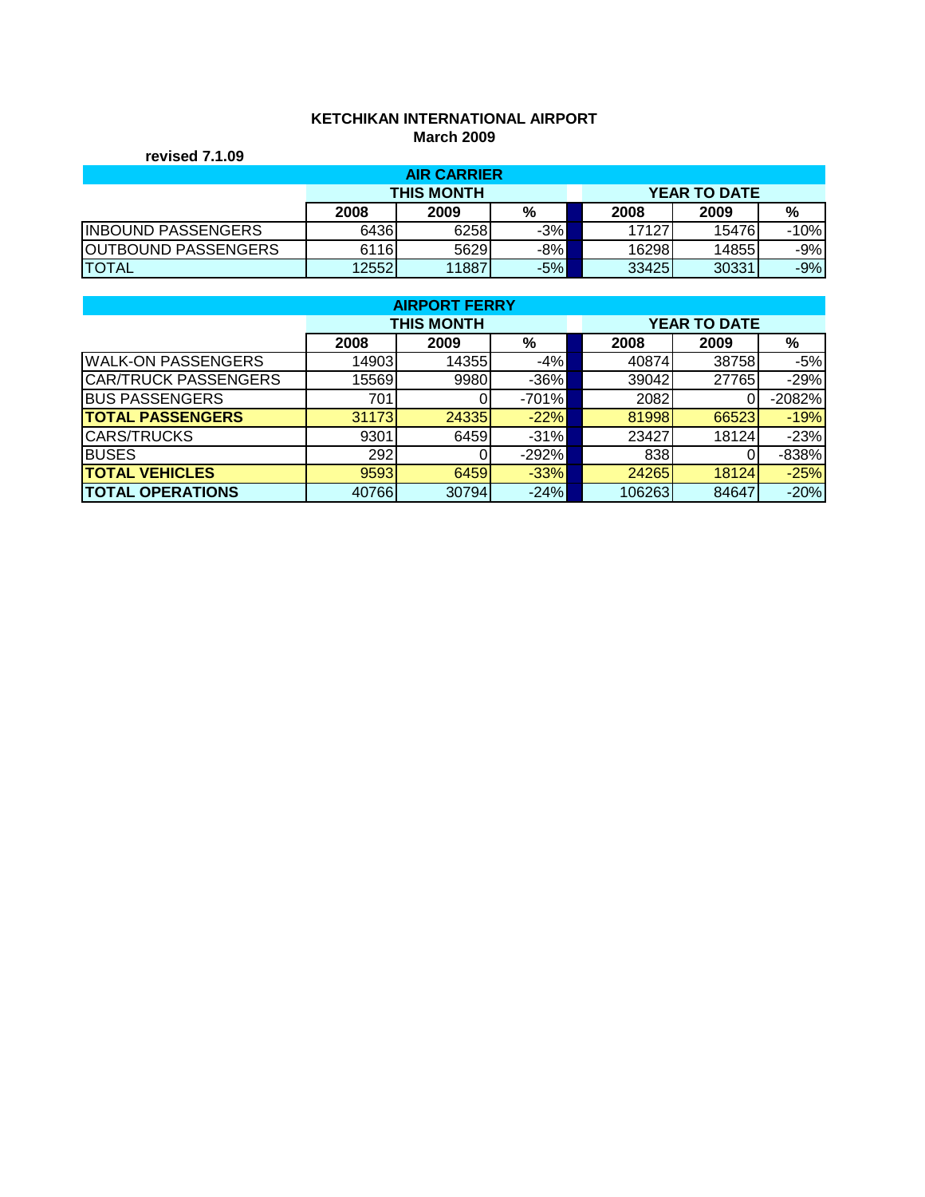**KETCHIKAN INTERNATIONAL AIRPORT**
**March 2009**

**revised 7.1.09**

| AIR CARRIER | THIS MONTH | | | YEAR TO DATE | | |
|---|---|---|---|---|---|---|
| | **2008** | **2009** | **%** | **2008** | **2009** | **%** |
| INBOUND PASSENGERS | 6436 | 6258 | -3% | 17127 | 15476 | -10% |
| OUTBOUND PASSENGERS | 6116 | 5629 | -8% | 16298 | 14855 | -9% |
| TOTAL | 12552 | 11887 | -5% | 33425 | 30331 | -9% |

| AIRPORT FERRY | THIS MONTH | | | YEAR TO DATE | | |
|---|---|---|---|---|---|---|
| | **2008** | **2009** | **%** | **2008** | **2009** | **%** |
| WALK-ON PASSENGERS | 14903 | 14355 | -4% | 40874 | 38758 | -5% |
| CAR/TRUCK PASSENGERS | 15569 | 9980 | -36% | 39042 | 27765 | -29% |
| BUS PASSENGERS | 701 | 0 | -701% | 2082 | 0 | -2082% |
| **TOTAL PASSENGERS** | 31173 | 24335 | -22% | 81998 | 66523 | -19% |
| CARS/TRUCKS | 9301 | 6459 | -31% | 23427 | 18124 | -23% |
| BUSES | 292 | 0 | -292% | 838 | 0 | -838% |
| **TOTAL VEHICLES** | 9593 | 6459 | -33% | 24265 | 18124 | -25% |
| **TOTAL OPERATIONS** | 40766 | 30794 | -24% | 106263 | 84647 | -20% |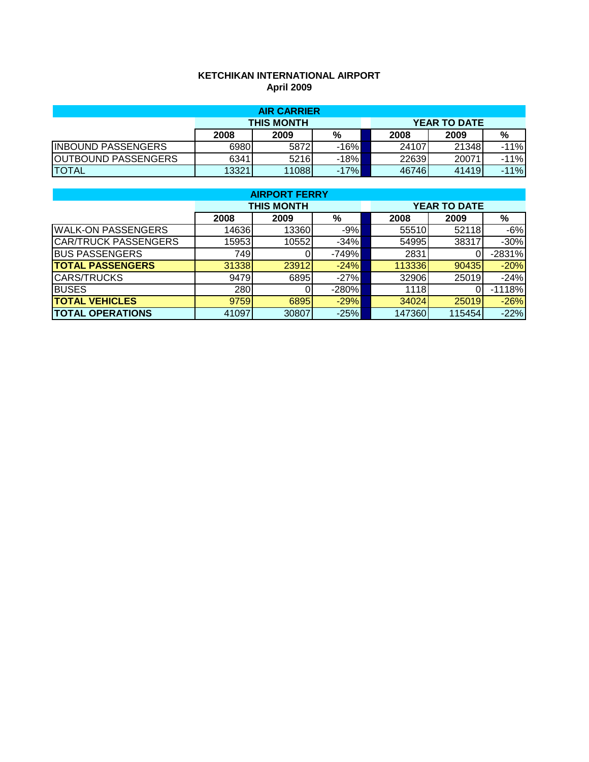**KETCHIKAN INTERNATIONAL AIRPORT**
**April 2009**

| AIR CARRIER | | | | | | |
|---|---|---|---|---|---|---|
| | THIS MONTH | | | YEAR TO DATE | | |
| | 2008 | 2009 | % | 2008 | 2009 | % |
| INBOUND PASSENGERS | 6980 | 5872 | -16% | 24107 | 21348 | -11% |
| OUTBOUND PASSENGERS | 6341 | 5216 | -18% | 22639 | 20071 | -11% |
| TOTAL | 13321 | 11088 | -17% | 46746 | 41419 | -11% |

| AIRPORT FERRY | | | | | | |
|---|---|---|---|---|---|---|
| | THIS MONTH | | | YEAR TO DATE | | |
| | 2008 | 2009 | % | 2008 | 2009 | % |
| WALK-ON PASSENGERS | 14636 | 13360 | -9% | 55510 | 52118 | -6% |
| CAR/TRUCK PASSENGERS | 15953 | 10552 | -34% | 54995 | 38317 | -30% |
| BUS PASSENGERS | 749 | 0 | -749% | 2831 | 0 | -2831% |
| **TOTAL PASSENGERS** | 31338 | 23912 | -24% | 113336 | 90435 | -20% |
| CARS/TRUCKS | 9479 | 6895 | -27% | 32906 | 25019 | -24% |
| BUSES | 280 | 0 | -280% | 1118 | 0 | -1118% |
| **TOTAL VEHICLES** | 9759 | 6895 | -29% | 34024 | 25019 | -26% |
| **TOTAL OPERATIONS** | 41097 | 30807 | -25% | 147360 | 115454 | -22% |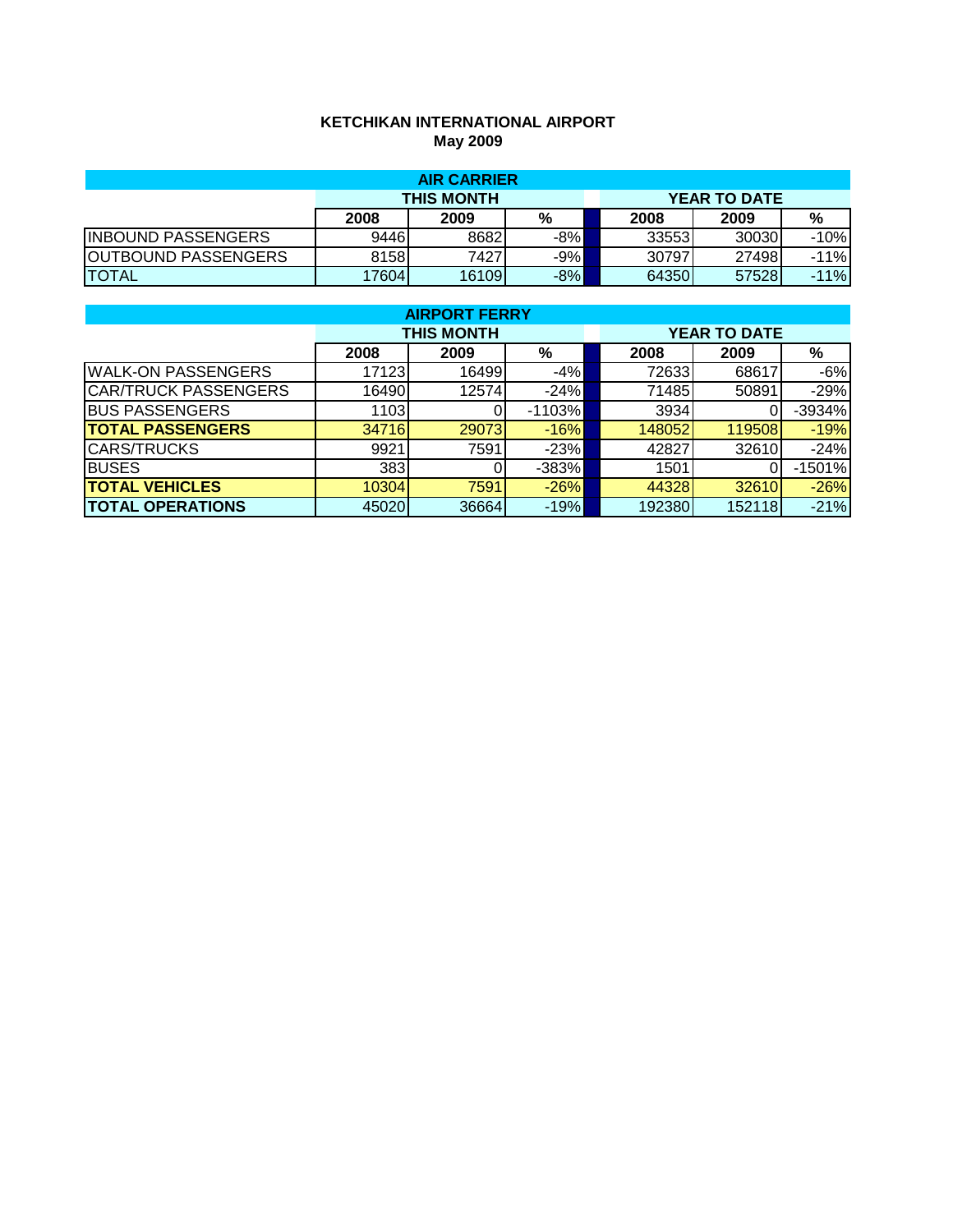**KETCHIKAN INTERNATIONAL AIRPORT**
**May 2009**

| AIR CARRIER | | | | | | | |
|---|---|---|---|---|---|---|---|
| | THIS MONTH | | | | YEAR TO DATE | | |
| | 2008 | 2009 | % | | 2008 | 2009 | % |
| INBOUND PASSENGERS | 9446 | 8682 | -8% | | 33553 | 30030 | -10% |
| OUTBOUND PASSENGERS | 8158 | 7427 | -9% | | 30797 | 27498 | -11% |
| TOTAL | 17604 | 16109 | -8% | | 64350 | 57528 | -11% |

| AIRPORT FERRY | | | | | | | |
|---|---|---|---|---|---|---|---|
| | THIS MONTH | | | | YEAR TO DATE | | |
| | 2008 | 2009 | % | | 2008 | 2009 | % |
| WALK-ON PASSENGERS | 17123 | 16499 | -4% | | 72633 | 68617 | -6% |
| CAR/TRUCK PASSENGERS | 16490 | 12574 | -24% | | 71485 | 50891 | -29% |
| BUS PASSENGERS | 1103 | 0 | -1103% | | 3934 | 0 | -3934% |
| **TOTAL PASSENGERS** | 34716 | 29073 | -16% | | 148052 | 119508 | -19% |
| CARS/TRUCKS | 9921 | 7591 | -23% | | 42827 | 32610 | -24% |
| BUSES | 383 | 0 | -383% | | 1501 | 0 | -1501% |
| **TOTAL VEHICLES** | 10304 | 7591 | -26% | | 44328 | 32610 | -26% |
| **TOTAL OPERATIONS** | 45020 | 36664 | -19% | | 192380 | 152118 | -21% |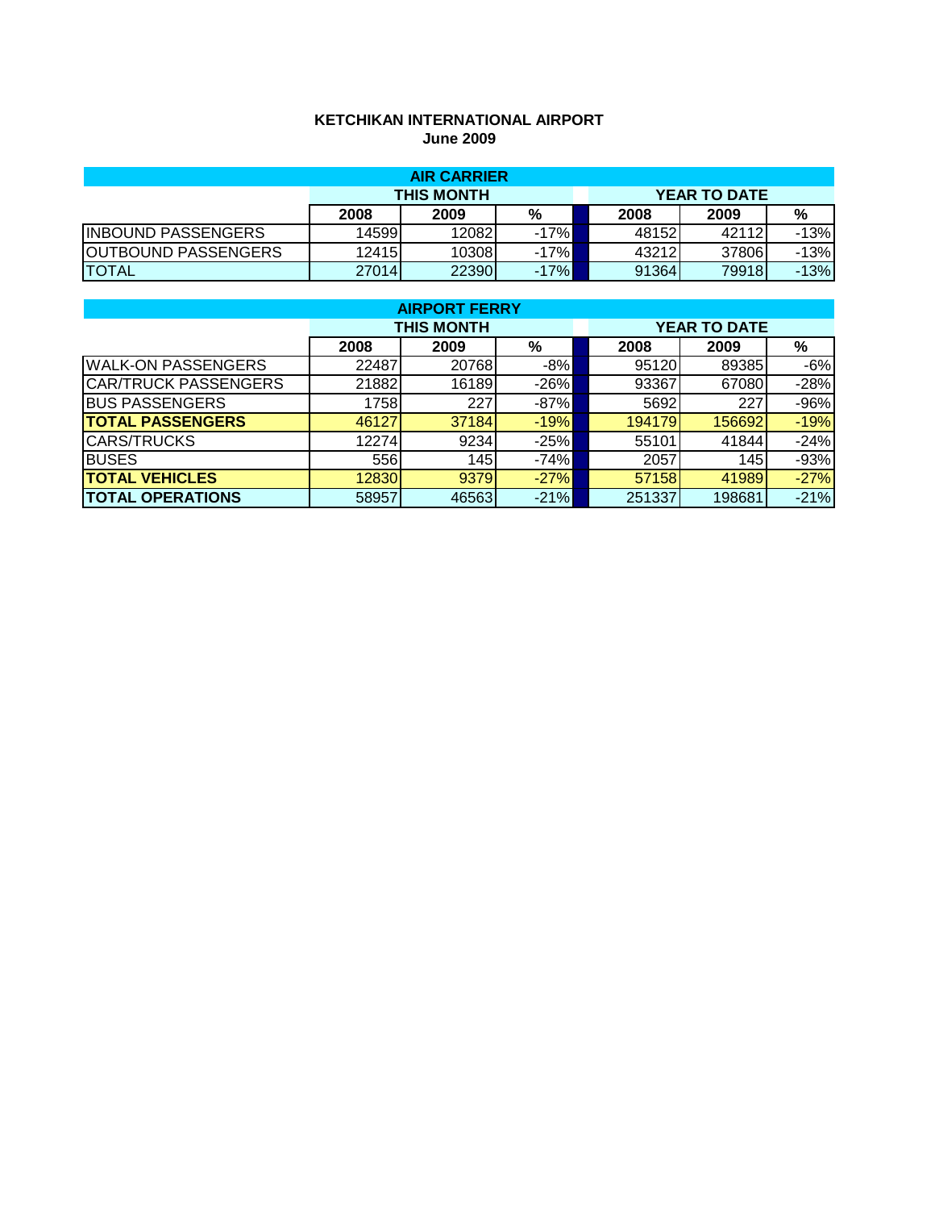**KETCHIKAN INTERNATIONAL AIRPORT**
**June 2009**

| AIR CARRIER | THIS MONTH | | | | YEAR TO DATE | | |
|---|---|---|---|---|---|---|---|
| | 2008 | 2009 | % | | 2008 | 2009 | % |
| INBOUND PASSENGERS | 14599 | 12082 | -17% | | 48152 | 42112 | -13% |
| OUTBOUND PASSENGERS | 12415 | 10308 | -17% | | 43212 | 37806 | -13% |
| TOTAL | 27014 | 22390 | -17% | | 91364 | 79918 | -13% |

| AIRPORT FERRY | THIS MONTH | | | | YEAR TO DATE | | |
|---|---|---|---|---|---|---|---|
| | 2008 | 2009 | % | | 2008 | 2009 | % |
| WALK-ON PASSENGERS | 22487 | 20768 | -8% | | 95120 | 89385 | -6% |
| CAR/TRUCK PASSENGERS | 21882 | 16189 | -26% | | 93367 | 67080 | -28% |
| BUS PASSENGERS | 1758 | 227 | -87% | | 5692 | 227 | -96% |
| **TOTAL PASSENGERS** | 46127 | 37184 | -19% | | 194179 | 156692 | -19% |
| CARS/TRUCKS | 12274 | 9234 | -25% | | 55101 | 41844 | -24% |
| BUSES | 556 | 145 | -74% | | 2057 | 145 | -93% |
| **TOTAL VEHICLES** | 12830 | 9379 | -27% | | 57158 | 41989 | -27% |
| **TOTAL OPERATIONS** | 58957 | 46563 | -21% | | 251337 | 198681 | -21% |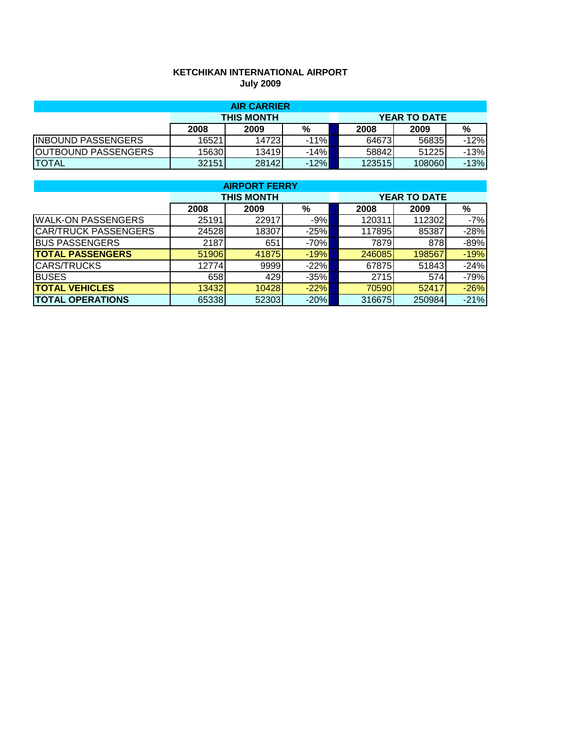**KETCHIKAN INTERNATIONAL AIRPORT**
**July 2009**

| AIR CARRIER | THIS MONTH | | | YEAR TO DATE | | |
|---|---|---|---|---|---|---|
| | 2008 | 2009 | % | 2008 | 2009 | % |
| INBOUND PASSENGERS | 16521 | 14723 | -11% | 64673 | 56835 | -12% |
| OUTBOUND PASSENGERS | 15630 | 13419 | -14% | 58842 | 51225 | -13% |
| TOTAL | 32151 | 28142 | -12% | 123515 | 108060 | -13% |

| AIRPORT FERRY | THIS MONTH | | | YEAR TO DATE | | |
|---|---|---|---|---|---|---|
| | 2008 | 2009 | % | 2008 | 2009 | % |
| WALK-ON PASSENGERS | 25191 | 22917 | -9% | 120311 | 112302 | -7% |
| CAR/TRUCK PASSENGERS | 24528 | 18307 | -25% | 117895 | 85387 | -28% |
| BUS PASSENGERS | 2187 | 651 | -70% | 7879 | 878 | -89% |
| **TOTAL PASSENGERS** | 51906 | 41875 | -19% | 246085 | 198567 | -19% |
| CARS/TRUCKS | 12774 | 9999 | -22% | 67875 | 51843 | -24% |
| BUSES | 658 | 429 | -35% | 2715 | 574 | -79% |
| **TOTAL VEHICLES** | 13432 | 10428 | -22% | 70590 | 52417 | -26% |
| **TOTAL OPERATIONS** | 65338 | 52303 | -20% | 316675 | 250984 | -21% |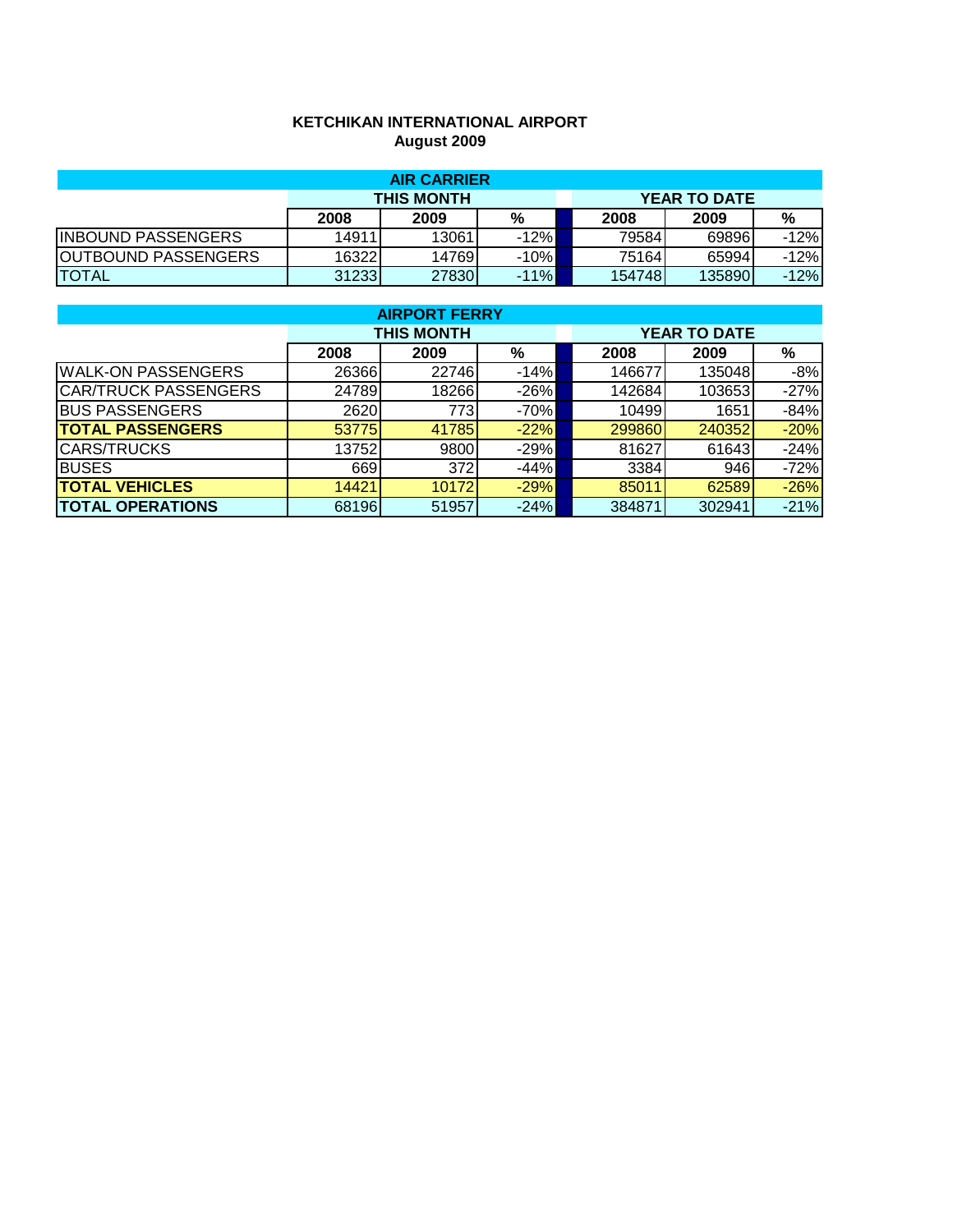**KETCHIKAN INTERNATIONAL AIRPORT**
**August 2009**

| AIR CARRIER | | | | | | |
|---|---|---|---|---|---|---|
| | THIS MONTH | | | YEAR TO DATE | | |
| | 2008 | 2009 | % | 2008 | 2009 | % |
| INBOUND PASSENGERS | 14911 | 13061 | -12% | 79584 | 69896 | -12% |
| OUTBOUND PASSENGERS | 16322 | 14769 | -10% | 75164 | 65994 | -12% |
| TOTAL | 31233 | 27830 | -11% | 154748 | 135890 | -12% |

| AIRPORT FERRY | | | | | | |
|---|---|---|---|---|---|---|
| | THIS MONTH | | | YEAR TO DATE | | |
| | 2008 | 2009 | % | 2008 | 2009 | % |
| WALK-ON PASSENGERS | 26366 | 22746 | -14% | 146677 | 135048 | -8% |
| CAR/TRUCK PASSENGERS | 24789 | 18266 | -26% | 142684 | 103653 | -27% |
| BUS PASSENGERS | 2620 | 773 | -70% | 10499 | 1651 | -84% |
| **TOTAL PASSENGERS** | 53775 | 41785 | -22% | 299860 | 240352 | -20% |
| CARS/TRUCKS | 13752 | 9800 | -29% | 81627 | 61643 | -24% |
| BUSES | 669 | 372 | -44% | 3384 | 946 | -72% |
| **TOTAL VEHICLES** | 14421 | 10172 | -29% | 85011 | 62589 | -26% |
| **TOTAL OPERATIONS** | 68196 | 51957 | -24% | 384871 | 302941 | -21% |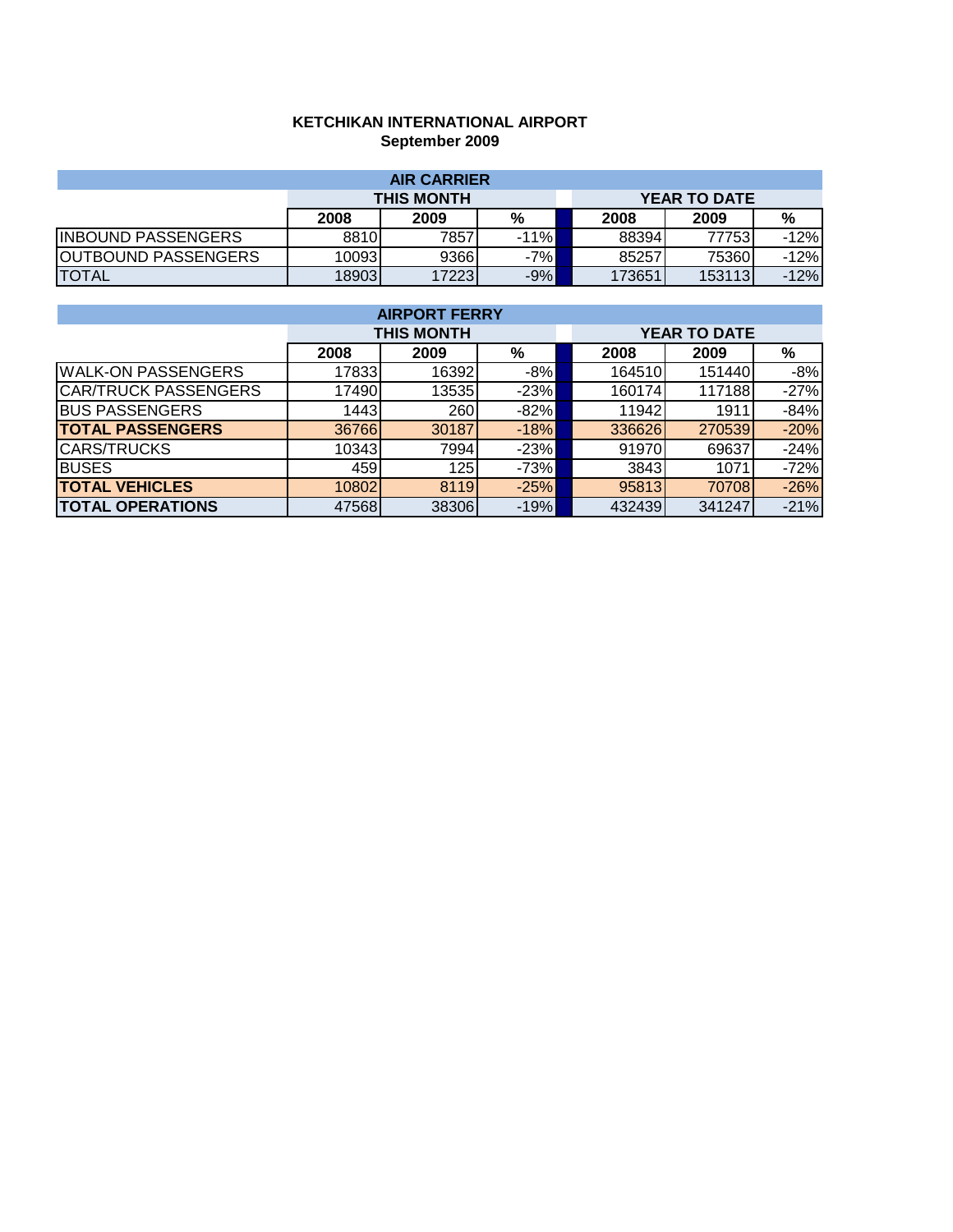# KETCHIKAN INTERNATIONAL AIRPORT
## September 2009

| AIR CARRIER | | | | | | |
|---|---|---|---|---|---|---|
| | THIS MONTH | | | YEAR TO DATE | | |
| | 2008 | 2009 | % | 2008 | 2009 | % |
| INBOUND PASSENGERS | 8810 | 7857 | -11% | 88394 | 77753 | -12% |
| OUTBOUND PASSENGERS | 10093 | 9366 | -7% | 85257 | 75360 | -12% |
| TOTAL | 18903 | 17223 | -9% | 173651 | 153113 | -12% |

| AIRPORT FERRY | | | | | | |
|---|---|---|---|---|---|---|
| | THIS MONTH | | | YEAR TO DATE | | |
| | 2008 | 2009 | % | 2008 | 2009 | % |
| WALK-ON PASSENGERS | 17833 | 16392 | -8% | 164510 | 151440 | -8% |
| CAR/TRUCK PASSENGERS | 17490 | 13535 | -23% | 160174 | 117188 | -27% |
| BUS PASSENGERS | 1443 | 260 | -82% | 11942 | 1911 | -84% |
| **TOTAL PASSENGERS** | 36766 | 30187 | -18% | 336626 | 270539 | -20% |
| CARS/TRUCKS | 10343 | 7994 | -23% | 91970 | 69637 | -24% |
| BUSES | 459 | 125 | -73% | 3843 | 1071 | -72% |
| **TOTAL VEHICLES** | 10802 | 8119 | -25% | 95813 | 70708 | -26% |
| **TOTAL OPERATIONS** | 47568 | 38306 | -19% | 432439 | 341247 | -21% |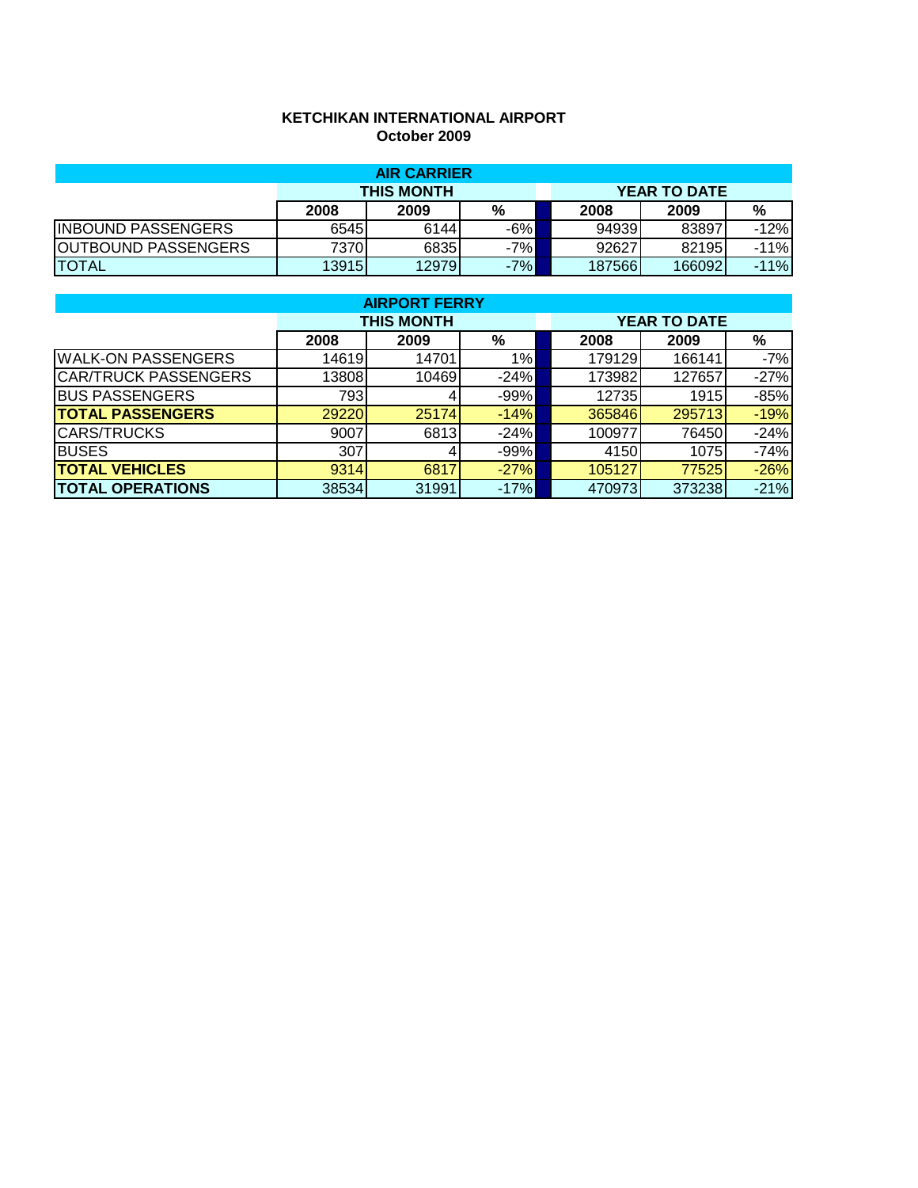**KETCHIKAN INTERNATIONAL AIRPORT**
**October 2009**

| AIR CARRIER | | | | | | | |
|---|---|---|---|---|---|---|---|
| | THIS MONTH | | | | YEAR TO DATE | | |
| | 2008 | 2009 | % | | 2008 | 2009 | % |
| INBOUND PASSENGERS | 6545 | 6144 | -6% | | 94939 | 83897 | -12% |
| OUTBOUND PASSENGERS | 7370 | 6835 | -7% | | 92627 | 82195 | -11% |
| TOTAL | 13915 | 12979 | -7% | | 187566 | 166092 | -11% |

| AIRPORT FERRY | | | | | | | |
|---|---|---|---|---|---|---|---|
| | THIS MONTH | | | | YEAR TO DATE | | |
| | 2008 | 2009 | % | | 2008 | 2009 | % |
| WALK-ON PASSENGERS | 14619 | 14701 | 1% | | 179129 | 166141 | -7% |
| CAR/TRUCK PASSENGERS | 13808 | 10469 | -24% | | 173982 | 127657 | -27% |
| BUS PASSENGERS | 793 | 4 | -99% | | 12735 | 1915 | -85% |
| **TOTAL PASSENGERS** | 29220 | 25174 | -14% | | 365846 | 295713 | -19% |
| CARS/TRUCKS | 9007 | 6813 | -24% | | 100977 | 76450 | -24% |
| BUSES | 307 | 4 | -99% | | 4150 | 1075 | -74% |
| **TOTAL VEHICLES** | 9314 | 6817 | -27% | | 105127 | 77525 | -26% |
| **TOTAL OPERATIONS** | 38534 | 31991 | -17% | | 470973 | 373238 | -21% |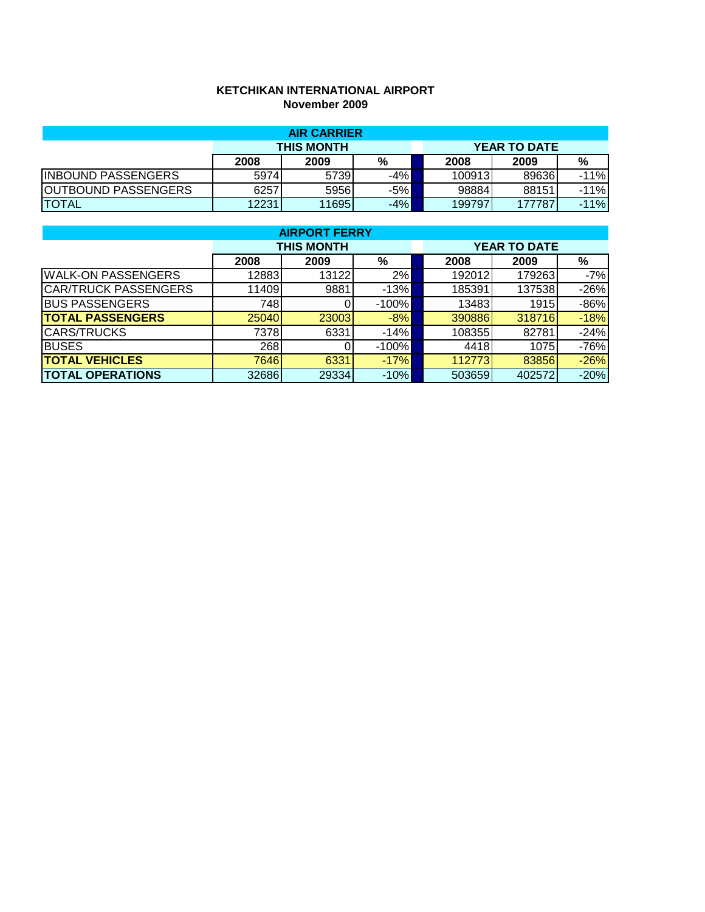# KETCHIKAN INTERNATIONAL AIRPORT
## November 2009

| AIR CARRIER | THIS MONTH | | | | YEAR TO DATE | | |
|---|---|---|---|---|---|---|---|
| | 2008 | 2009 | % | | 2008 | 2009 | % |
| INBOUND PASSENGERS | 5974 | 5739 | -4% | | 100913 | 89636 | -11% |
| OUTBOUND PASSENGERS | 6257 | 5956 | -5% | | 98884 | 88151 | -11% |
| TOTAL | 12231 | 11695 | -4% | | 199797 | 177787 | -11% |

| AIRPORT FERRY | THIS MONTH | | | | YEAR TO DATE | | |
|---|---|---|---|---|---|---|---|
| | 2008 | 2009 | % | | 2008 | 2009 | % |
| WALK-ON PASSENGERS | 12883 | 13122 | 2% | | 192012 | 179263 | -7% |
| CAR/TRUCK PASSENGERS | 11409 | 9881 | -13% | | 185391 | 137538 | -26% |
| BUS PASSENGERS | 748 | 0 | -100% | | 13483 | 1915 | -86% |
| **TOTAL PASSENGERS** | 25040 | 23003 | -8% | | 390886 | 318716 | -18% |
| CARS/TRUCKS | 7378 | 6331 | -14% | | 108355 | 82781 | -24% |
| BUSES | 268 | 0 | -100% | | 4418 | 1075 | -76% |
| **TOTAL VEHICLES** | 7646 | 6331 | -17% | | 112773 | 83856 | -26% |
| **TOTAL OPERATIONS** | 32686 | 29334 | -10% | | 503659 | 402572 | -20% |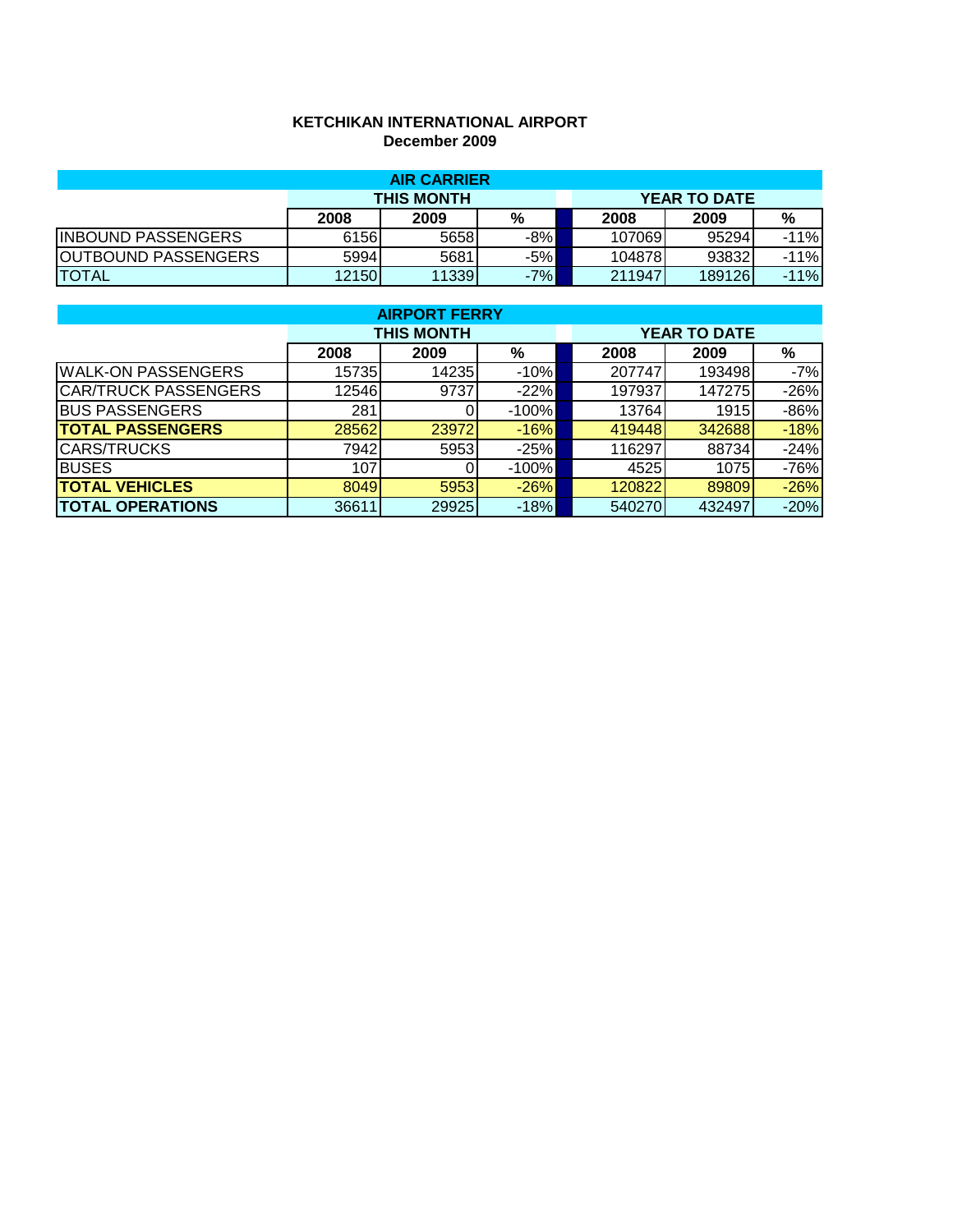**KETCHIKAN INTERNATIONAL AIRPORT**
**December 2009**

| AIR CARRIER | | | | | | |
|---|---|---|---|---|---|---|
| | THIS MONTH | | | YEAR TO DATE | | |
| | 2008 | 2009 | % | 2008 | 2009 | % |
| INBOUND PASSENGERS | 6156 | 5658 | -8% | 107069 | 95294 | -11% |
| OUTBOUND PASSENGERS | 5994 | 5681 | -5% | 104878 | 93832 | -11% |
| TOTAL | 12150 | 11339 | -7% | 211947 | 189126 | -11% |

| AIRPORT FERRY | | | | | | |
|---|---|---|---|---|---|---|
| | THIS MONTH | | | YEAR TO DATE | | |
| | 2008 | 2009 | % | 2008 | 2009 | % |
| WALK-ON PASSENGERS | 15735 | 14235 | -10% | 207747 | 193498 | -7% |
| CAR/TRUCK PASSENGERS | 12546 | 9737 | -22% | 197937 | 147275 | -26% |
| BUS PASSENGERS | 281 | 0 | -100% | 13764 | 1915 | -86% |
| **TOTAL PASSENGERS** | 28562 | 23972 | -16% | 419448 | 342688 | -18% |
| CARS/TRUCKS | 7942 | 5953 | -25% | 116297 | 88734 | -24% |
| BUSES | 107 | 0 | -100% | 4525 | 1075 | -76% |
| **TOTAL VEHICLES** | 8049 | 5953 | -26% | 120822 | 89809 | -26% |
| **TOTAL OPERATIONS** | 36611 | 29925 | -18% | 540270 | 432497 | -20% |